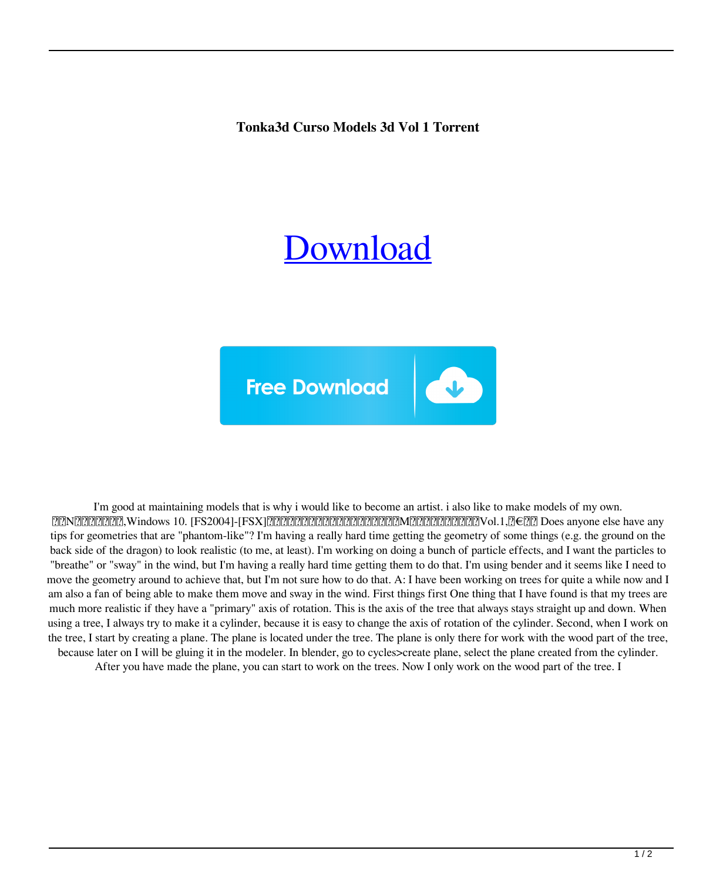**Tonka3d Curso Models 3d Vol 1 Torrent**

[Download](#)

Free Download

I'm good at maintaining models that is why i would like to become an artist. i also like to make models of my own. ��N������,Windows 10. [FS2004]-[FSX]����������������M����������Vol.1,�€�� Does anyone else have any tips for geometries that are "phantom-like"? I'm having a really hard time getting the geometry of some things (e.g. the ground on the back side of the dragon) to look realistic (to me, at least). I'm working on doing a bunch of particle effects, and I want the particles to "breathe" or "sway" in the wind, but I'm having a really hard time getting them to do that. I'm using bender and it seems like I need to move the geometry around to achieve that, but I'm not sure how to do that. A: I have been working on trees for quite a while now and I am also a fan of being able to make them move and sway in the wind. First things first One thing that I have found is that my trees are much more realistic if they have a "primary" axis of rotation. This is the axis of the tree that always stays straight up and down. When using a tree, I always try to make it a cylinder, because it is easy to change the axis of rotation of the cylinder. Second, when I work on the tree, I start by creating a plane. The plane is located under the tree. The plane is only there for work with the wood part of the tree, because later on I will be gluing it in the modeler. In blender, go to cycles>create plane, select the plane created from the cylinder. After you have made the plane, you can start to work on the trees. Now I only work on the wood part of the tree. I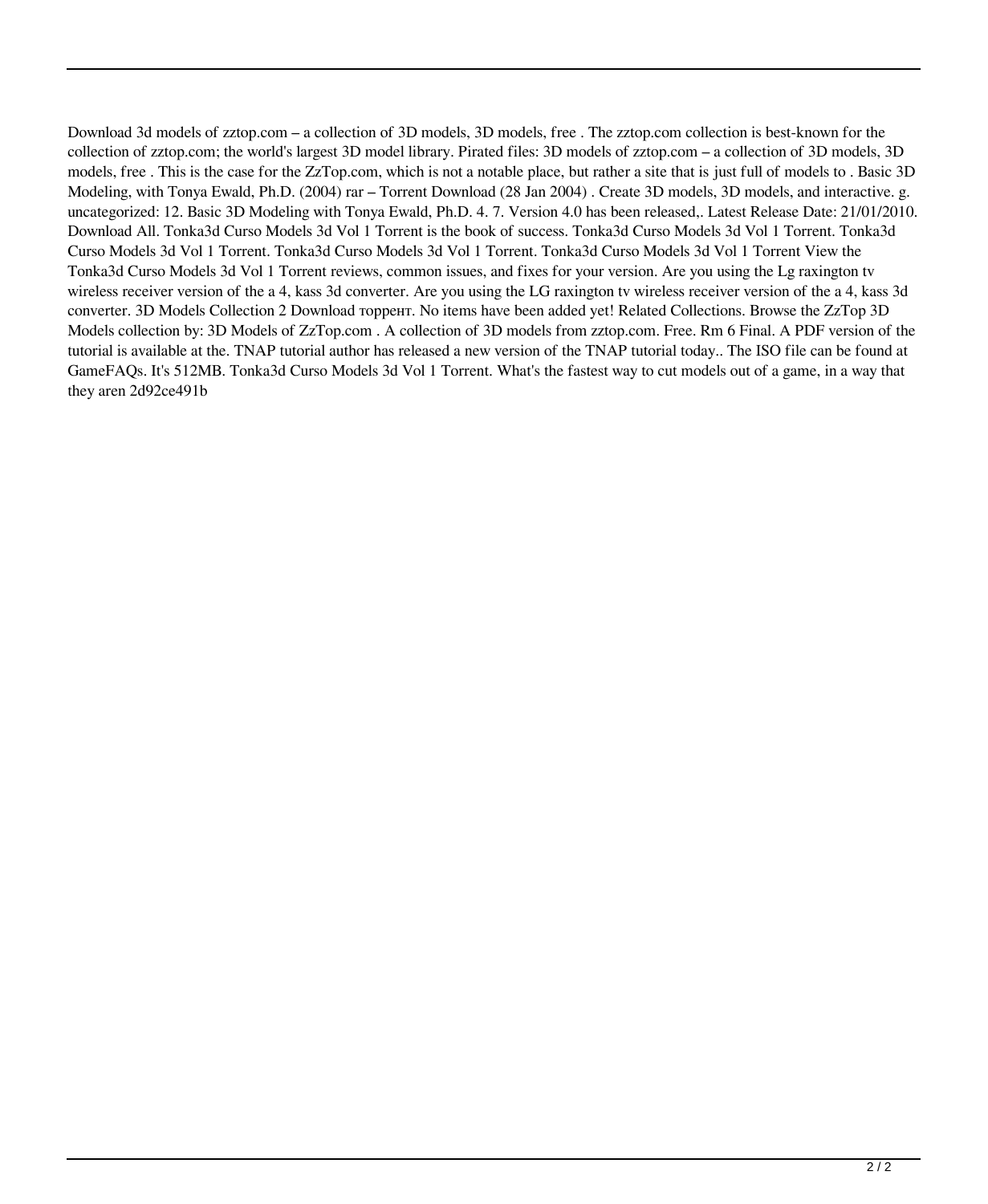Download 3d models of zztop.com – a collection of 3D models, 3D models, free . The zztop.com collection is best-known for the collection of zztop.com; the world's largest 3D model library. Pirated files: 3D models of zztop.com – a collection of 3D models, 3D models, free . This is the case for the ZzTop.com, which is not a notable place, but rather a site that is just full of models to . Basic 3D Modeling, with Tonya Ewald, Ph.D. (2004) rar – Torrent Download (28 Jan 2004) . Create 3D models, 3D models, and interactive. g. uncategorized: 12. Basic 3D Modeling with Tonya Ewald, Ph.D. 4. 7. Version 4.0 has been released,. Latest Release Date: 21/01/2010. Download All. Tonka3d Curso Models 3d Vol 1 Torrent is the book of success. Tonka3d Curso Models 3d Vol 1 Torrent. Tonka3d Curso Models 3d Vol 1 Torrent. Tonka3d Curso Models 3d Vol 1 Torrent. Tonka3d Curso Models 3d Vol 1 Torrent View the Tonka3d Curso Models 3d Vol 1 Torrent reviews, common issues, and fixes for your version. Are you using the Lg raxington tv wireless receiver version of the a 4, kass 3d converter. Are you using the LG raxington tv wireless receiver version of the a 4, kass 3d converter. 3D Models Collection 2 Download торрент. No items have been added yet! Related Collections. Browse the ZzTop 3D Models collection by: 3D Models of ZzTop.com . A collection of 3D models from zztop.com. Free. Rm 6 Final. A PDF version of the tutorial is available at the. TNAP tutorial author has released a new version of the TNAP tutorial today.. The ISO file can be found at GameFAQs. It's 512MB. Tonka3d Curso Models 3d Vol 1 Torrent. What's the fastest way to cut models out of a game, in a way that they aren 2d92ce491b